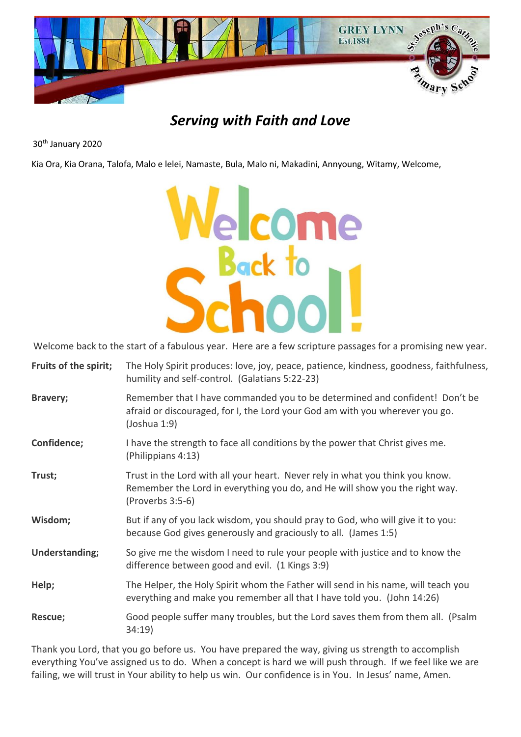GREY LYNN
Est.1884

St. Joseph's Catholic Primary School

# *Serving with Faith and Love*

30th January 2020

Kia Ora, Kia Orana, Talofa, Malo e lelei, Namaste, Bula, Malo ni, Makadini, Annyoung, Witamy, Welcome,

Welcome Back to School!

Welcome back to the start of a fabulous year. Here are a few scripture passages for a promising new year.

| | |
|---|---|
| **Fruits of the spirit;** | The Holy Spirit produces: love, joy, peace, patience, kindness, goodness, faithfulness, humility and self-control. (Galatians 5:22-23) |
| **Bravery;** | Remember that I have commanded you to be determined and confident! Don't be afraid or discouraged, for I, the Lord your God am with you wherever you go. (Joshua 1:9) |
| **Confidence;** | I have the strength to face all conditions by the power that Christ gives me. (Philippians 4:13) |
| **Trust;** | Trust in the Lord with all your heart. Never rely in what you think you know. Remember the Lord in everything you do, and He will show you the right way. (Proverbs 3:5-6) |
| **Wisdom;** | But if any of you lack wisdom, you should pray to God, who will give it to you: because God gives generously and graciously to all. (James 1:5) |
| **Understanding;** | So give me the wisdom I need to rule your people with justice and to know the difference between good and evil. (1 Kings 3:9) |
| **Help;** | The Helper, the Holy Spirit whom the Father will send in his name, will teach you everything and make you remember all that I have told you. (John 14:26) |
| **Rescue;** | Good people suffer many troubles, but the Lord saves them from them all. (Psalm 34:19) |

Thank you Lord, that you go before us. You have prepared the way, giving us strength to accomplish everything You've assigned us to do. When a concept is hard we will push through. If we feel like we are failing, we will trust in Your ability to help us win. Our confidence is in You. In Jesus' name, Amen.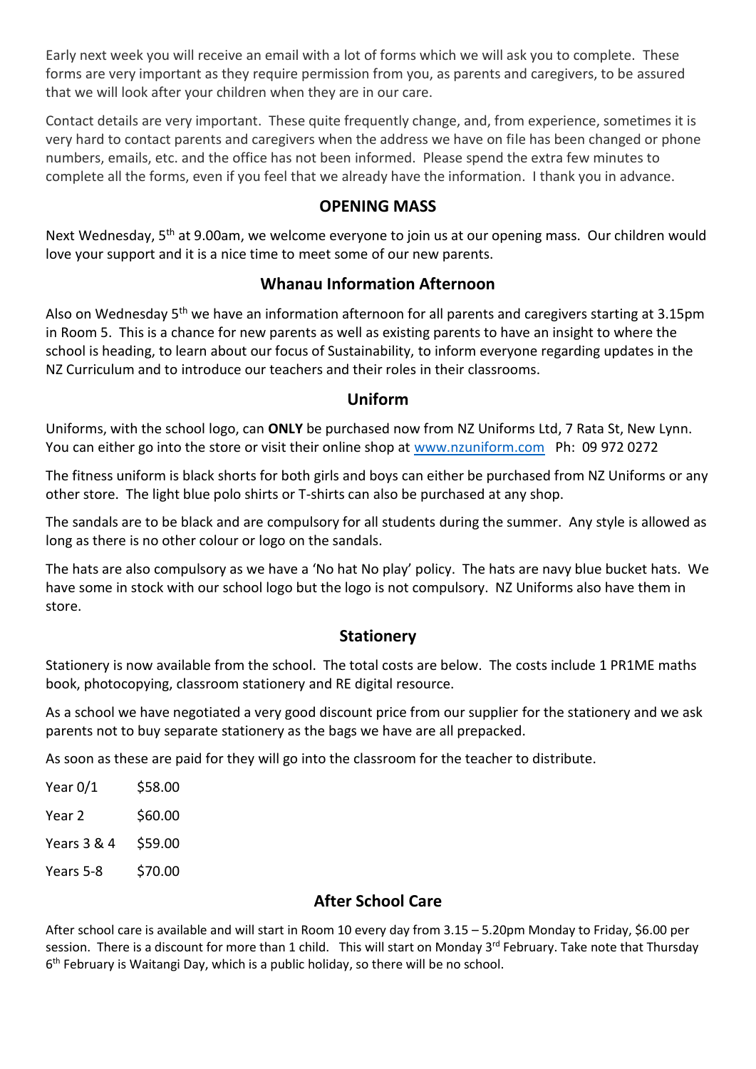Early next week you will receive an email with a lot of forms which we will ask you to complete. These forms are very important as they require permission from you, as parents and caregivers, to be assured that we will look after your children when they are in our care.

Contact details are very important. These quite frequently change, and, from experience, sometimes it is very hard to contact parents and caregivers when the address we have on file has been changed or phone numbers, emails, etc. and the office has not been informed. Please spend the extra few minutes to complete all the forms, even if you feel that we already have the information. I thank you in advance.

## OPENING MASS

Next Wednesday, 5th at 9.00am, we welcome everyone to join us at our opening mass. Our children would love your support and it is a nice time to meet some of our new parents.

## Whanau Information Afternoon

Also on Wednesday 5th we have an information afternoon for all parents and caregivers starting at 3.15pm in Room 5. This is a chance for new parents as well as existing parents to have an insight to where the school is heading, to learn about our focus of Sustainability, to inform everyone regarding updates in the NZ Curriculum and to introduce our teachers and their roles in their classrooms.

## Uniform

Uniforms, with the school logo, can **ONLY** be purchased now from NZ Uniforms Ltd, 7 Rata St, New Lynn. You can either go into the store or visit their online shop at www.nzuniform.com Ph: 09 972 0272

The fitness uniform is black shorts for both girls and boys can either be purchased from NZ Uniforms or any other store. The light blue polo shirts or T-shirts can also be purchased at any shop.

The sandals are to be black and are compulsory for all students during the summer. Any style is allowed as long as there is no other colour or logo on the sandals.

The hats are also compulsory as we have a 'No hat No play' policy. The hats are navy blue bucket hats. We have some in stock with our school logo but the logo is not compulsory. NZ Uniforms also have them in store.

## Stationery

Stationery is now available from the school. The total costs are below. The costs include 1 PR1ME maths book, photocopying, classroom stationery and RE digital resource.

As a school we have negotiated a very good discount price from our supplier for the stationery and we ask parents not to buy separate stationery as the bags we have are all prepacked.

As soon as these are paid for they will go into the classroom for the teacher to distribute.

| | |
|---|---|
| Year 0/1 | $58.00 |
| Year 2 | $60.00 |
| Years 3 & 4 | $59.00 |
| Years 5-8 | $70.00 |

## After School Care

After school care is available and will start in Room 10 every day from 3.15 – 5.20pm Monday to Friday, $6.00 per session. There is a discount for more than 1 child. This will start on Monday 3rd February. Take note that Thursday 6th February is Waitangi Day, which is a public holiday, so there will be no school.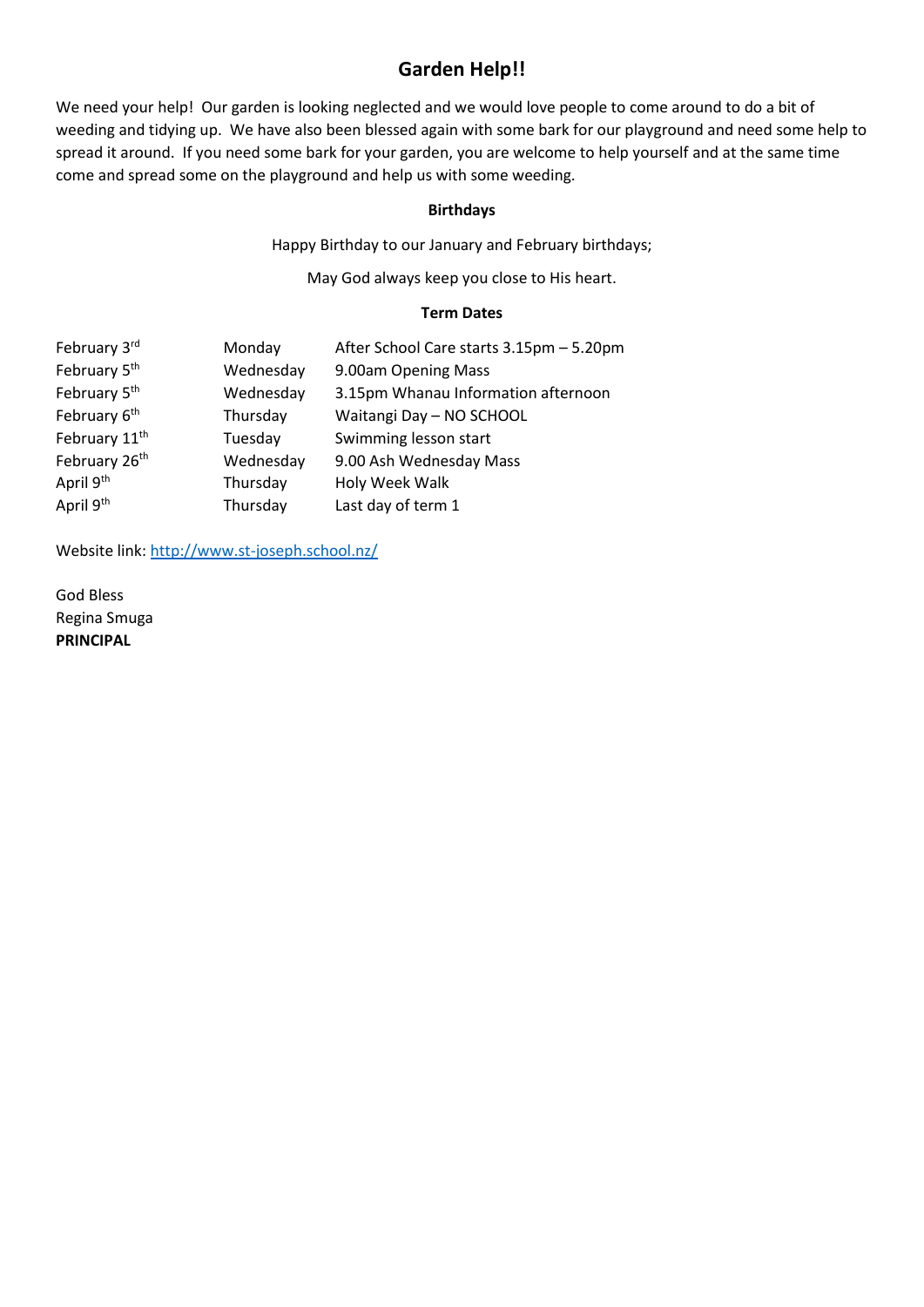## Garden Help!!

We need your help! Our garden is looking neglected and we would love people to come around to do a bit of weeding and tidying up. We have also been blessed again with some bark for our playground and need some help to spread it around. If you need some bark for your garden, you are welcome to help yourself and at the same time come and spread some on the playground and help us with some weeding.

**Birthdays**

Happy Birthday to our January and February birthdays;

May God always keep you close to His heart.

**Term Dates**

| | | |
|---|---|---|
| February 3rd | Monday | After School Care starts 3.15pm – 5.20pm |
| February 5th | Wednesday | 9.00am Opening Mass |
| February 5th | Wednesday | 3.15pm Whanau Information afternoon |
| February 6th | Thursday | Waitangi Day – NO SCHOOL |
| February 11th | Tuesday | Swimming lesson start |
| February 26th | Wednesday | 9.00 Ash Wednesday Mass |
| April 9th | Thursday | Holy Week Walk |
| April 9th | Thursday | Last day of term 1 |

Website link: [http://www.st-joseph.school.nz/](http://www.st-joseph.school.nz/)

God Bless
Regina Smuga
**PRINCIPAL**